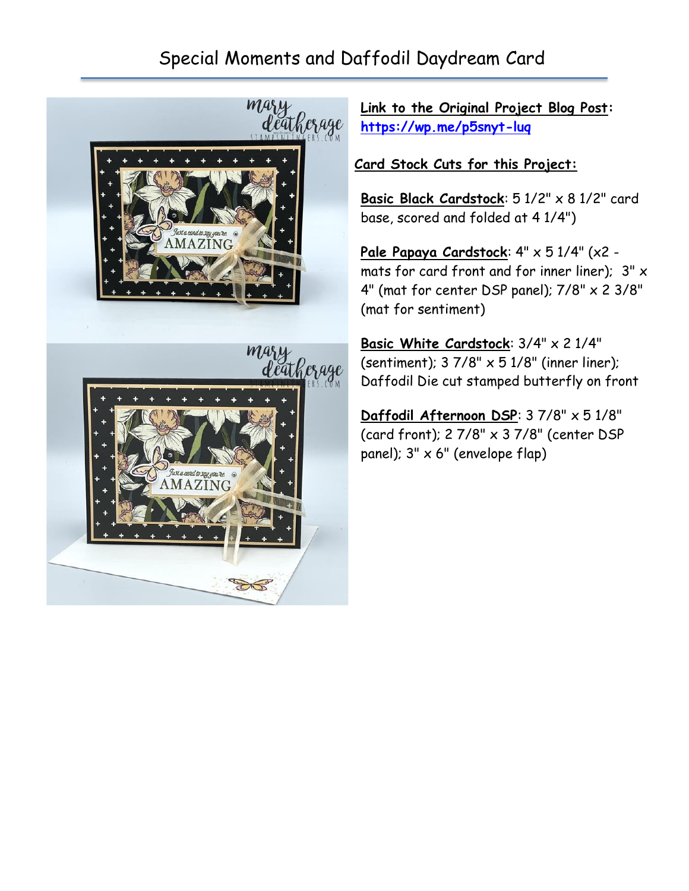# Special Moments and Daffodil Daydream Card

**Link to the Original Project Blog Post:** https://wp.me/p5snyt-luq

**Card Stock Cuts for this Project:**

**Basic Black Cardstock**: 5 1/2" x 8 1/2" card base, scored and folded at 4 1/4")

**Pale Papaya Cardstock**: 4" x 5 1/4" (x2 - mats for card front and for inner liner); 3" x 4" (mat for center DSP panel); 7/8" x 2 3/8" (mat for sentiment)

**Basic White Cardstock**: 3/4" x 2 1/4" (sentiment); 3 7/8" x 5 1/8" (inner liner); Daffodil Die cut stamped butterfly on front

**Daffodil Afternoon DSP**: 3 7/8" x 5 1/8" (card front); 2 7/8" x 3 7/8" (center DSP panel); 3" x 6" (envelope flap)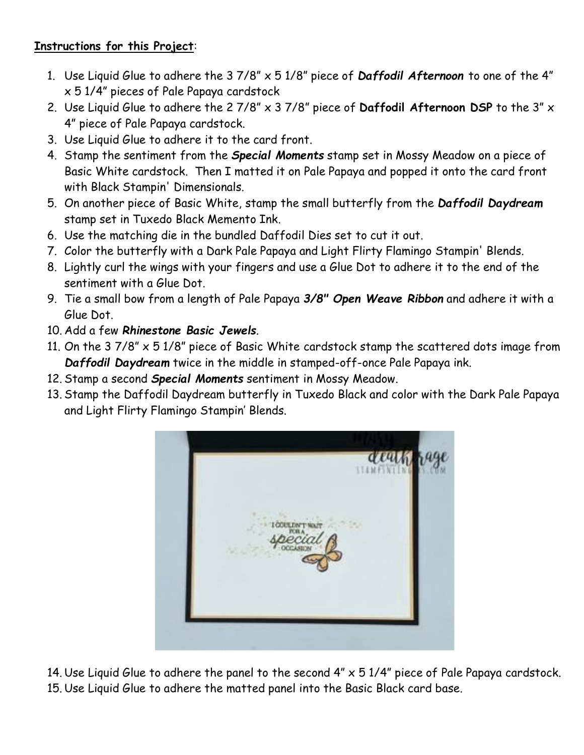**Instructions for this Project**:

1. Use Liquid Glue to adhere the 3 7/8" x 5 1/8" piece of ***Daffodil Afternoon*** to one of the 4" x 5 1/4" pieces of Pale Papaya cardstock
2. Use Liquid Glue to adhere the 2 7/8" x 3 7/8" piece of **Daffodil Afternoon DSP** to the 3" x 4" piece of Pale Papaya cardstock.
3. Use Liquid Glue to adhere it to the card front.
4. Stamp the sentiment from the ***Special Moments*** stamp set in Mossy Meadow on a piece of Basic White cardstock. Then I matted it on Pale Papaya and popped it onto the card front with Black Stampin' Dimensionals.
5. On another piece of Basic White, stamp the small butterfly from the ***Daffodil Daydream*** stamp set in Tuxedo Black Memento Ink.
6. Use the matching die in the bundled Daffodil Dies set to cut it out.
7. Color the butterfly with a Dark Pale Papaya and Light Flirty Flamingo Stampin' Blends.
8. Lightly curl the wings with your fingers and use a Glue Dot to adhere it to the end of the sentiment with a Glue Dot.
9. Tie a small bow from a length of Pale Papaya ***3/8" Open Weave Ribbon*** and adhere it with a Glue Dot.
10. Add a few ***Rhinestone Basic Jewels***.
11. On the 3 7/8" x 5 1/8" piece of Basic White cardstock stamp the scattered dots image from ***Daffodil Daydream*** twice in the middle in stamped-off-once Pale Papaya ink.
12. Stamp a second ***Special Moments*** sentiment in Mossy Meadow.
13. Stamp the Daffodil Daydream butterfly in Tuxedo Black and color with the Dark Pale Papaya and Light Flirty Flamingo Stampin' Blends.
14. Use Liquid Glue to adhere the panel to the second 4" x 5 1/4" piece of Pale Papaya cardstock.
15. Use Liquid Glue to adhere the matted panel into the Basic Black card base.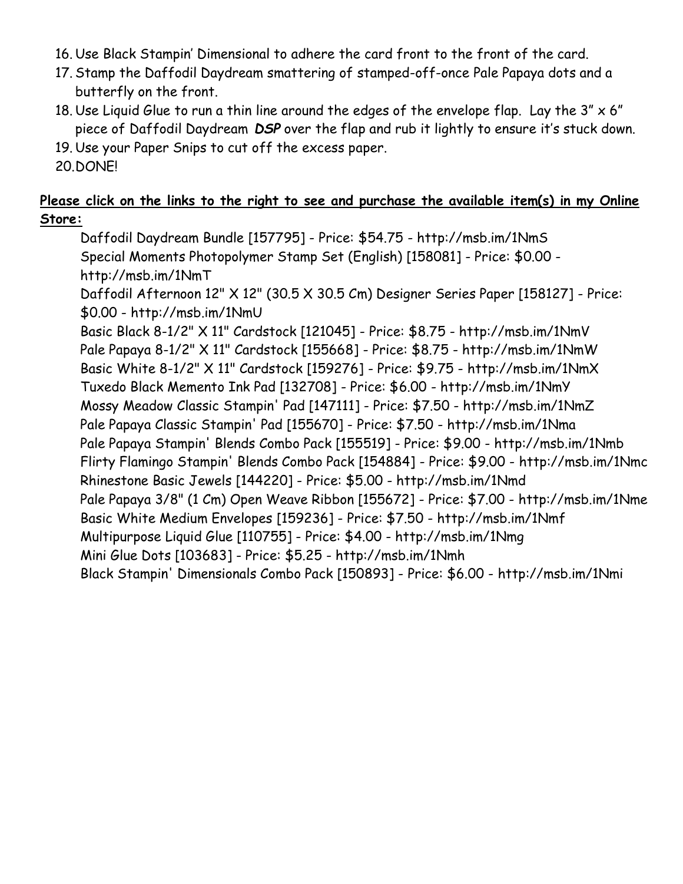16. Use Black Stampin' Dimensional to adhere the card front to the front of the card.
17. Stamp the Daffodil Daydream smattering of stamped-off-once Pale Papaya dots and a butterfly on the front.
18. Use Liquid Glue to run a thin line around the edges of the envelope flap. Lay the 3" x 6" piece of Daffodil Daydream ***DSP*** over the flap and rub it lightly to ensure it's stuck down.
19. Use your Paper Snips to cut off the excess paper.
20. DONE!

**Please click on the links to the right to see and purchase the available item(s) in my Online Store:**

Daffodil Daydream Bundle [157795] - Price: $54.75 - http://msb.im/1NmS
Special Moments Photopolymer Stamp Set (English) [158081] - Price: $0.00 - http://msb.im/1NmT
Daffodil Afternoon 12" X 12" (30.5 X 30.5 Cm) Designer Series Paper [158127] - Price: $0.00 - http://msb.im/1NmU
Basic Black 8-1/2" X 11" Cardstock [121045] - Price: $8.75 - http://msb.im/1NmV
Pale Papaya 8-1/2" X 11" Cardstock [155668] - Price: $8.75 - http://msb.im/1NmW
Basic White 8-1/2" X 11" Cardstock [159276] - Price: $9.75 - http://msb.im/1NmX
Tuxedo Black Memento Ink Pad [132708] - Price: $6.00 - http://msb.im/1NmY
Mossy Meadow Classic Stampin' Pad [147111] - Price: $7.50 - http://msb.im/1NmZ
Pale Papaya Classic Stampin' Pad [155670] - Price: $7.50 - http://msb.im/1Nma
Pale Papaya Stampin' Blends Combo Pack [155519] - Price: $9.00 - http://msb.im/1Nmb
Flirty Flamingo Stampin' Blends Combo Pack [154884] - Price: $9.00 - http://msb.im/1Nmc
Rhinestone Basic Jewels [144220] - Price: $5.00 - http://msb.im/1Nmd
Pale Papaya 3/8" (1 Cm) Open Weave Ribbon [155672] - Price: $7.00 - http://msb.im/1Nme
Basic White Medium Envelopes [159236] - Price: $7.50 - http://msb.im/1Nmf
Multipurpose Liquid Glue [110755] - Price: $4.00 - http://msb.im/1Nmg
Mini Glue Dots [103683] - Price: $5.25 - http://msb.im/1Nmh
Black Stampin' Dimensionals Combo Pack [150893] - Price: $6.00 - http://msb.im/1Nmi